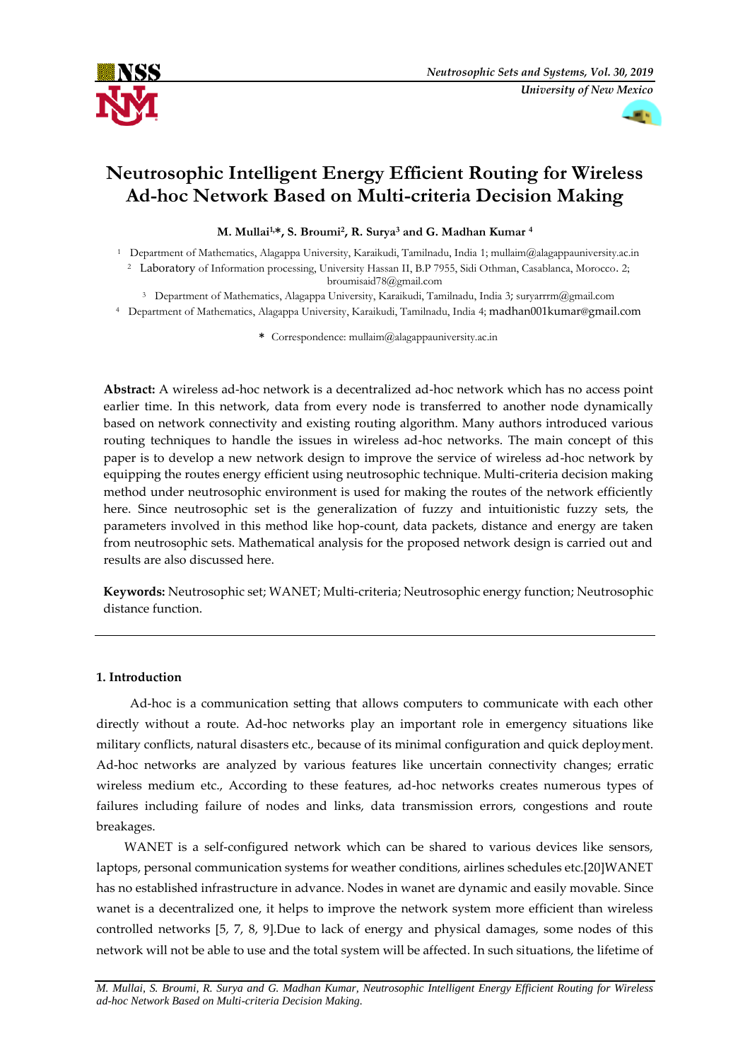# Neutrosophic Intelligent Energy Efficient Routing for Wireless Ad-hoc Network Based on Multi-criteria Decision Making

**M. Mullai[1,*], S. Broumi[2], R. Surya[3] and G. Madhan Kumar [4]**

[1] Department of Mathematics, Alagappa University, Karaikudi, Tamilnadu, India 1; mullaim@alagappauniversity.ac.in

[2] Laboratory of Information processing, University Hassan II, B.P 7955, Sidi Othman, Casablanca, Morocco. 2; broumisaid78@gmail.com

[3] Department of Mathematics, Alagappa University, Karaikudi, Tamilnadu, India 3; suryarrrm@gmail.com

[4] Department of Mathematics, Alagappa University, Karaikudi, Tamilnadu, India 4; madhan001kumar@gmail.com

* Correspondence: mullaim@alagappauniversity.ac.in

**Abstract:** A wireless ad-hoc network is a decentralized ad-hoc network which has no access point earlier time. In this network, data from every node is transferred to another node dynamically based on network connectivity and existing routing algorithm. Many authors introduced various routing techniques to handle the issues in wireless ad-hoc networks. The main concept of this paper is to develop a new network design to improve the service of wireless ad-hoc network by equipping the routes energy efficient using neutrosophic technique. Multi-criteria decision making method under neutrosophic environment is used for making the routes of the network efficiently here. Since neutrosophic set is the generalization of fuzzy and intuitionistic fuzzy sets, the parameters involved in this method like hop-count, data packets, distance and energy are taken from neutrosophic sets. Mathematical analysis for the proposed network design is carried out and results are also discussed here.

**Keywords:** Neutrosophic set; WANET; Multi-criteria; Neutrosophic energy function; Neutrosophic distance function.

## 1. Introduction

Ad-hoc is a communication setting that allows computers to communicate with each other directly without a route. Ad-hoc networks play an important role in emergency situations like military conflicts, natural disasters etc., because of its minimal configuration and quick deployment. Ad-hoc networks are analyzed by various features like uncertain connectivity changes; erratic wireless medium etc., According to these features, ad-hoc networks creates numerous types of failures including failure of nodes and links, data transmission errors, congestions and route breakages.

WANET is a self-configured network which can be shared to various devices like sensors, laptops, personal communication systems for weather conditions, airlines schedules etc.[20]WANET has no established infrastructure in advance. Nodes in wanet are dynamic and easily movable. Since wanet is a decentralized one, it helps to improve the network system more efficient than wireless controlled networks [5, 7, 8, 9].Due to lack of energy and physical damages, some nodes of this network will not be able to use and the total system will be affected. In such situations, the lifetime of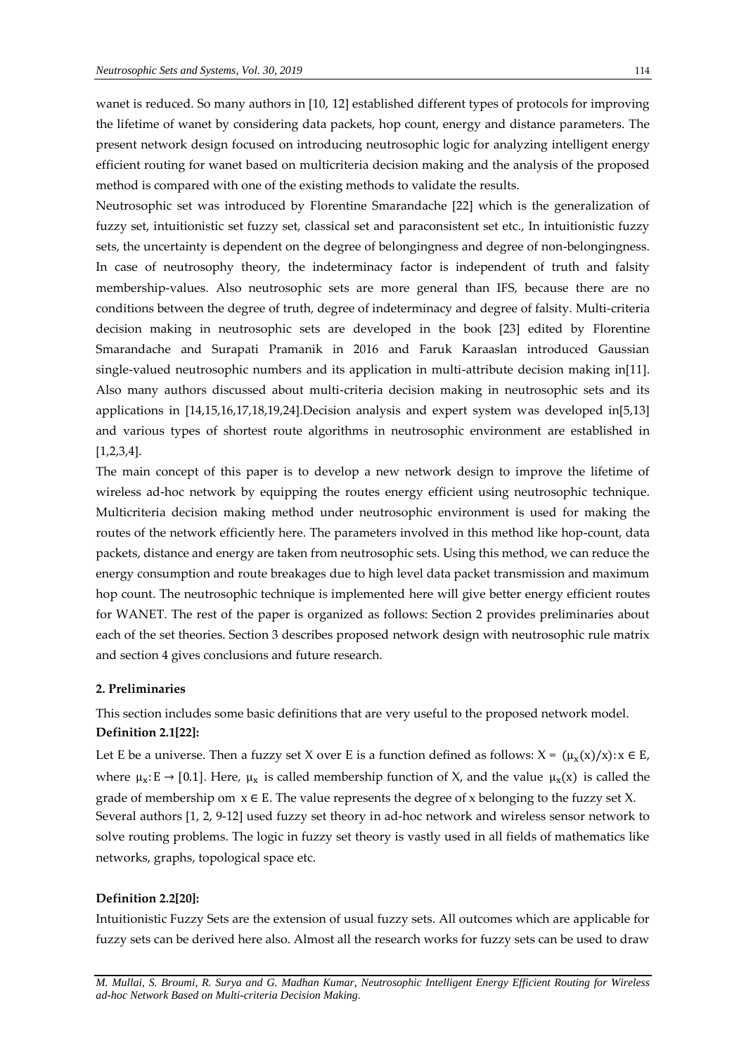wanet is reduced. So many authors in [10, 12] established different types of protocols for improving the lifetime of wanet by considering data packets, hop count, energy and distance parameters. The present network design focused on introducing neutrosophic logic for analyzing intelligent energy efficient routing for wanet based on multicriteria decision making and the analysis of the proposed method is compared with one of the existing methods to validate the results.

Neutrosophic set was introduced by Florentine Smarandache [22] which is the generalization of fuzzy set, intuitionistic set fuzzy set, classical set and paraconsistent set etc., In intuitionistic fuzzy sets, the uncertainty is dependent on the degree of belongingness and degree of non-belongingness. In case of neutrosophy theory, the indeterminacy factor is independent of truth and falsity membership-values. Also neutrosophic sets are more general than IFS, because there are no conditions between the degree of truth, degree of indeterminacy and degree of falsity. Multi-criteria decision making in neutrosophic sets are developed in the book [23] edited by Florentine Smarandache and Surapati Pramanik in 2016 and Faruk Karaaslan introduced Gaussian single-valued neutrosophic numbers and its application in multi-attribute decision making in[11]. Also many authors discussed about multi-criteria decision making in neutrosophic sets and its applications in [14,15,16,17,18,19,24].Decision analysis and expert system was developed in[5,13] and various types of shortest route algorithms in neutrosophic environment are established in [1,2,3,4].

The main concept of this paper is to develop a new network design to improve the lifetime of wireless ad-hoc network by equipping the routes energy efficient using neutrosophic technique. Multicriteria decision making method under neutrosophic environment is used for making the routes of the network efficiently here. The parameters involved in this method like hop-count, data packets, distance and energy are taken from neutrosophic sets. Using this method, we can reduce the energy consumption and route breakages due to high level data packet transmission and maximum hop count. The neutrosophic technique is implemented here will give better energy efficient routes for WANET. The rest of the paper is organized as follows: Section 2 provides preliminaries about each of the set theories. Section 3 describes proposed network design with neutrosophic rule matrix and section 4 gives conclusions and future research.

## 2. Preliminaries

This section includes some basic definitions that are very useful to the proposed network model.

**Definition 2.1[22]:**

Let E be a universe. Then a fuzzy set X over E is a function defined as follows: $X = (\mu_x(x)/x): x \in E$, where $\mu_x: E \rightarrow [0.1]$. Here, $\mu_x$ is called membership function of X, and the value $\mu_x(x)$ is called the grade of membership om $x \in E$. The value represents the degree of x belonging to the fuzzy set X.

Several authors [1, 2, 9-12] used fuzzy set theory in ad-hoc network and wireless sensor network to solve routing problems. The logic in fuzzy set theory is vastly used in all fields of mathematics like networks, graphs, topological space etc.

**Definition 2.2[20]:**

Intuitionistic Fuzzy Sets are the extension of usual fuzzy sets. All outcomes which are applicable for fuzzy sets can be derived here also. Almost all the research works for fuzzy sets can be used to draw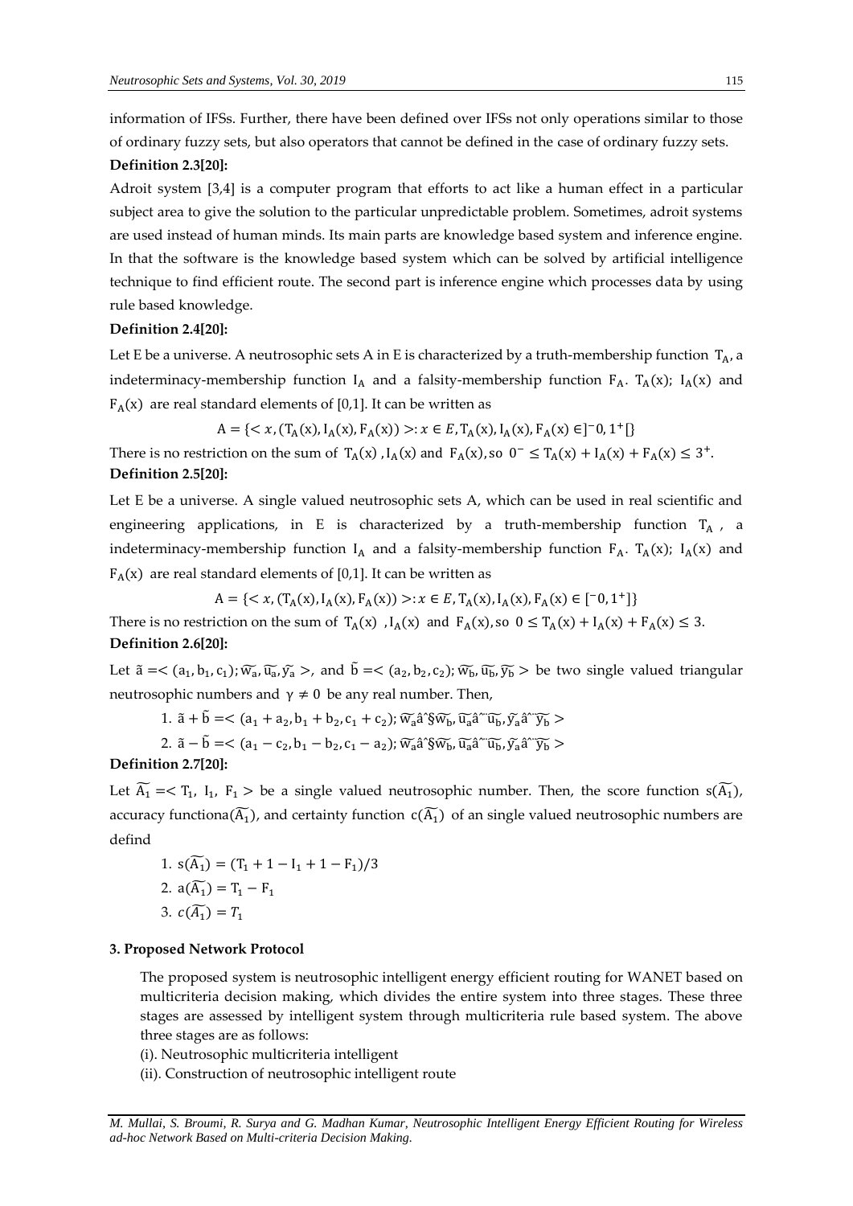information of IFSs. Further, there have been defined over IFSs not only operations similar to those of ordinary fuzzy sets, but also operators that cannot be defined in the case of ordinary fuzzy sets.

**Definition 2.3[20]:**

Adroit system [3,4] is a computer program that efforts to act like a human effect in a particular subject area to give the solution to the particular unpredictable problem. Sometimes, adroit systems are used instead of human minds. Its main parts are knowledge based system and inference engine. In that the software is the knowledge based system which can be solved by artificial intelligence technique to find efficient route. The second part is inference engine which processes data by using rule based knowledge.

**Definition 2.4[20]:**

Let E be a universe. A neutrosophic sets A in E is characterized by a truth-membership function $T_A$, a indeterminacy-membership function $I_A$ and a falsity-membership function $F_A$. $T_A(x)$; $I_A(x)$ and $F_A(x)$ are real standard elements of [0,1]. It can be written as

$$A = \{< x, (T_A(x), I_A(x), F_A(x)) >: x \in E, T_A(x), I_A(x), F_A(x) \in ]^{-}0, 1^{+}[\}$$

There is no restriction on the sum of $T_A(x)$ , $I_A(x)$ and $F_A(x)$, so $0^{-} \leq T_A(x) + I_A(x) + F_A(x) \leq 3^{+}$.

**Definition 2.5[20]:**

Let E be a universe. A single valued neutrosophic sets A, which can be used in real scientific and engineering applications, in E is characterized by a truth-membership function $T_A$ , a indeterminacy-membership function $I_A$ and a falsity-membership function $F_A$. $T_A(x)$; $I_A(x)$ and $F_A(x)$ are real standard elements of [0,1]. It can be written as

$$A = \{< x, (T_A(x), I_A(x), F_A(x)) >: x \in E, T_A(x), I_A(x), F_A(x) \in [^{-}0, 1^{+}]\}$$

There is no restriction on the sum of $T_A(x)$ , $I_A(x)$ and $F_A(x)$, so $0 \leq T_A(x) + I_A(x) + F_A(x) \leq 3$.

**Definition 2.6[20]:**

Let $\tilde{a} =< (a_1, b_1, c_1); \widetilde{w_a}, \widetilde{u_a}, \widetilde{y_a} >$, and $\tilde{b} =< (a_2, b_2, c_2); \widetilde{w_b}, \widetilde{u_b}, \widetilde{y_b} >$ be two single valued triangular neutrosophic numbers and $\gamma \neq 0$ be any real number. Then,

1. $\tilde{a} + \tilde{b} =< (a_1 + a_2, b_1 + b_2, c_1 + c_2); \widetilde{w_a}$â^§$\widetilde{w_b}, \widetilde{u_a}$â^¨$\widetilde{u_b}, \widetilde{y_a}$â^¨$\widetilde{y_b} >$
2. $\tilde{a} - \tilde{b} =< (a_1 - c_2, b_1 - b_2, c_1 - a_2); \widetilde{w_a}$â^§$\widetilde{w_b}, \widetilde{u_a}$â^¨$\widetilde{u_b}, \widetilde{y_a}$â^¨$\widetilde{y_b} >$

**Definition 2.7[20]:**

Let $\widetilde{A_1} =< T_1,\ I_1,\ F_1 >$ be a single valued neutrosophic number. Then, the score function $s(\widetilde{A_1})$, accuracy functiona$(\widetilde{A_1})$, and certainty function $c(\widetilde{A_1})$ of an single valued neutrosophic numbers are defind

1. $s(\widetilde{A_1}) = (T_1 + 1 - I_1 + 1 - F_1)/3$
2. $a(\widetilde{A_1}) = T_1 - F_1$
3. $c(\widetilde{A_1}) = T_1$

## 3. Proposed Network Protocol

The proposed system is neutrosophic intelligent energy efficient routing for WANET based on multicriteria decision making, which divides the entire system into three stages. These three stages are assessed by intelligent system through multicriteria rule based system. The above three stages are as follows:

(i). Neutrosophic multicriteria intelligent

(ii). Construction of neutrosophic intelligent route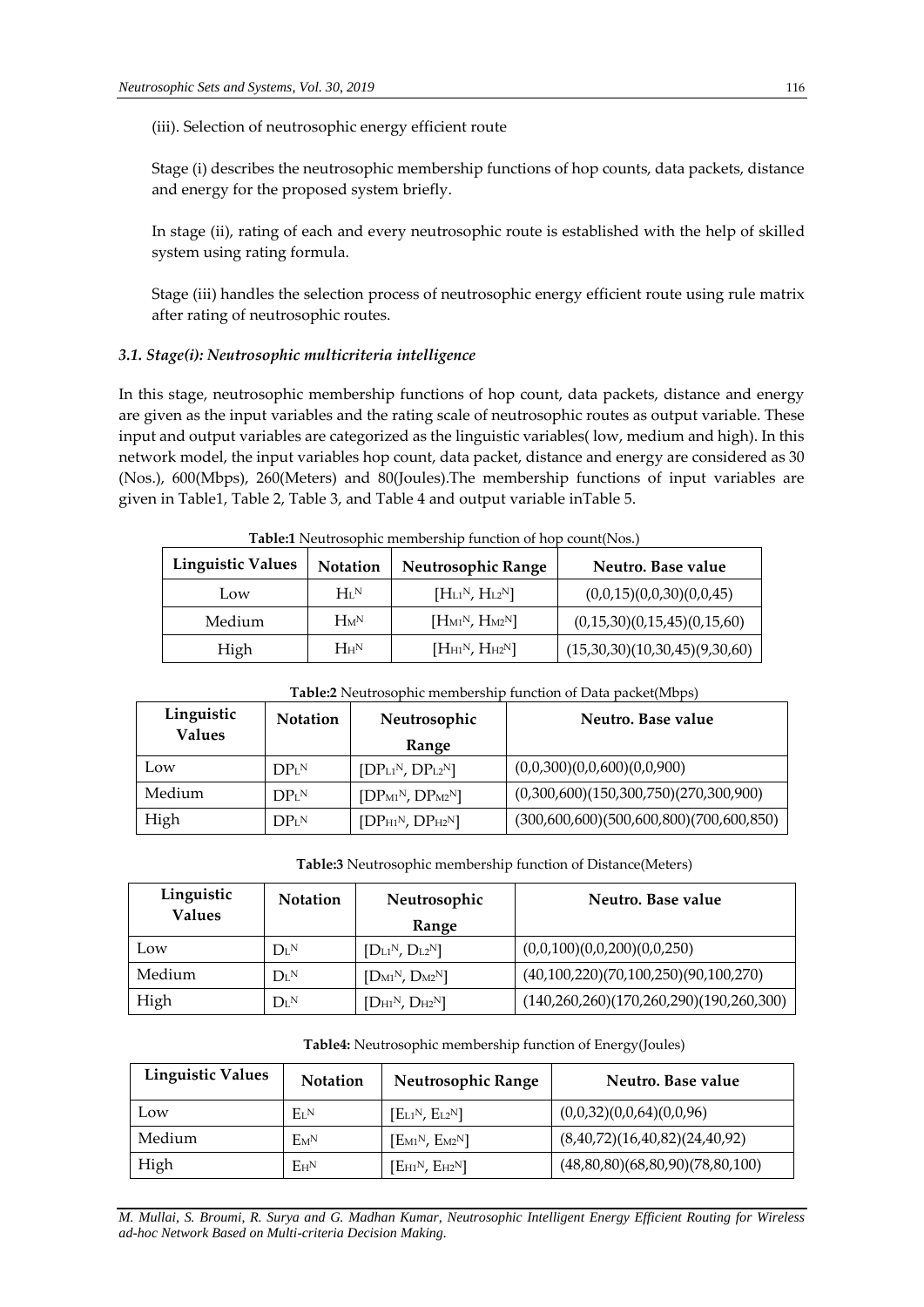(iii). Selection of neutrosophic energy efficient route

Stage (i) describes the neutrosophic membership functions of hop counts, data packets, distance and energy for the proposed system briefly.

In stage (ii), rating of each and every neutrosophic route is established with the help of skilled system using rating formula.

Stage (iii) handles the selection process of neutrosophic energy efficient route using rule matrix after rating of neutrosophic routes.

### *3.1. Stage(i): Neutrosophic multicriteria intelligence*

In this stage, neutrosophic membership functions of hop count, data packets, distance and energy are given as the input variables and the rating scale of neutrosophic routes as output variable. These input and output variables are categorized as the linguistic variables( low, medium and high). In this network model, the input variables hop count, data packet, distance and energy are considered as 30 (Nos.), 600(Mbps), 260(Meters) and 80(Joules).The membership functions of input variables are given in Table1, Table 2, Table 3, and Table 4 and output variable inTable 5.

**Table:1** Neutrosophic membership function of hop count(Nos.)

| Linguistic Values | Notation | Neutrosophic Range | Neutro. Base value |
|---|---|---|---|
| Low | $H_L^N$ | $[H_{L1}^N, H_{L2}^N]$ | (0,0,15)(0,0,30)(0,0,45) |
| Medium | $H_M^N$ | $[H_{M1}^N, H_{M2}^N]$ | (0,15,30)(0,15,45)(0,15,60) |
| High | $H_H^N$ | $[H_{H1}^N, H_{H2}^N]$ | (15,30,30)(10,30,45)(9,30,60) |

**Table:2** Neutrosophic membership function of Data packet(Mbps)

| Linguistic Values | Notation | Neutrosophic Range | Neutro. Base value |
|---|---|---|---|
| Low | $DP_L^N$ | $[DP_{L1}^N, DP_{L2}^N]$ | (0,0,300)(0,0,600)(0,0,900) |
| Medium | $DP_L^N$ | $[DP_{M1}^N, DP_{M2}^N]$ | (0,300,600)(150,300,750)(270,300,900) |
| High | $DP_L^N$ | $[DP_{H1}^N, DP_{H2}^N]$ | (300,600,600)(500,600,800)(700,600,850) |

**Table:3** Neutrosophic membership function of Distance(Meters)

| Linguistic Values | Notation | Neutrosophic Range | Neutro. Base value |
|---|---|---|---|
| Low | $D_L^N$ | $[D_{L1}^N, D_{L2}^N]$ | (0,0,100)(0,0,200)(0,0,250) |
| Medium | $D_L^N$ | $[D_{M1}^N, D_{M2}^N]$ | (40,100,220)(70,100,250)(90,100,270) |
| High | $D_L^N$ | $[D_{H1}^N, D_{H2}^N]$ | (140,260,260)(170,260,290)(190,260,300) |

**Table4:** Neutrosophic membership function of Energy(Joules)

| Linguistic Values | Notation | Neutrosophic Range | Neutro. Base value |
|---|---|---|---|
| Low | $E_L^N$ | $[E_{L1}^N, E_{L2}^N]$ | (0,0,32)(0,0,64)(0,0,96) |
| Medium | $E_M^N$ | $[E_{M1}^N, E_{M2}^N]$ | (8,40,72)(16,40,82)(24,40,92) |
| High | $E_H^N$ | $[E_{H1}^N, E_{H2}^N]$ | (48,80,80)(68,80,90)(78,80,100) |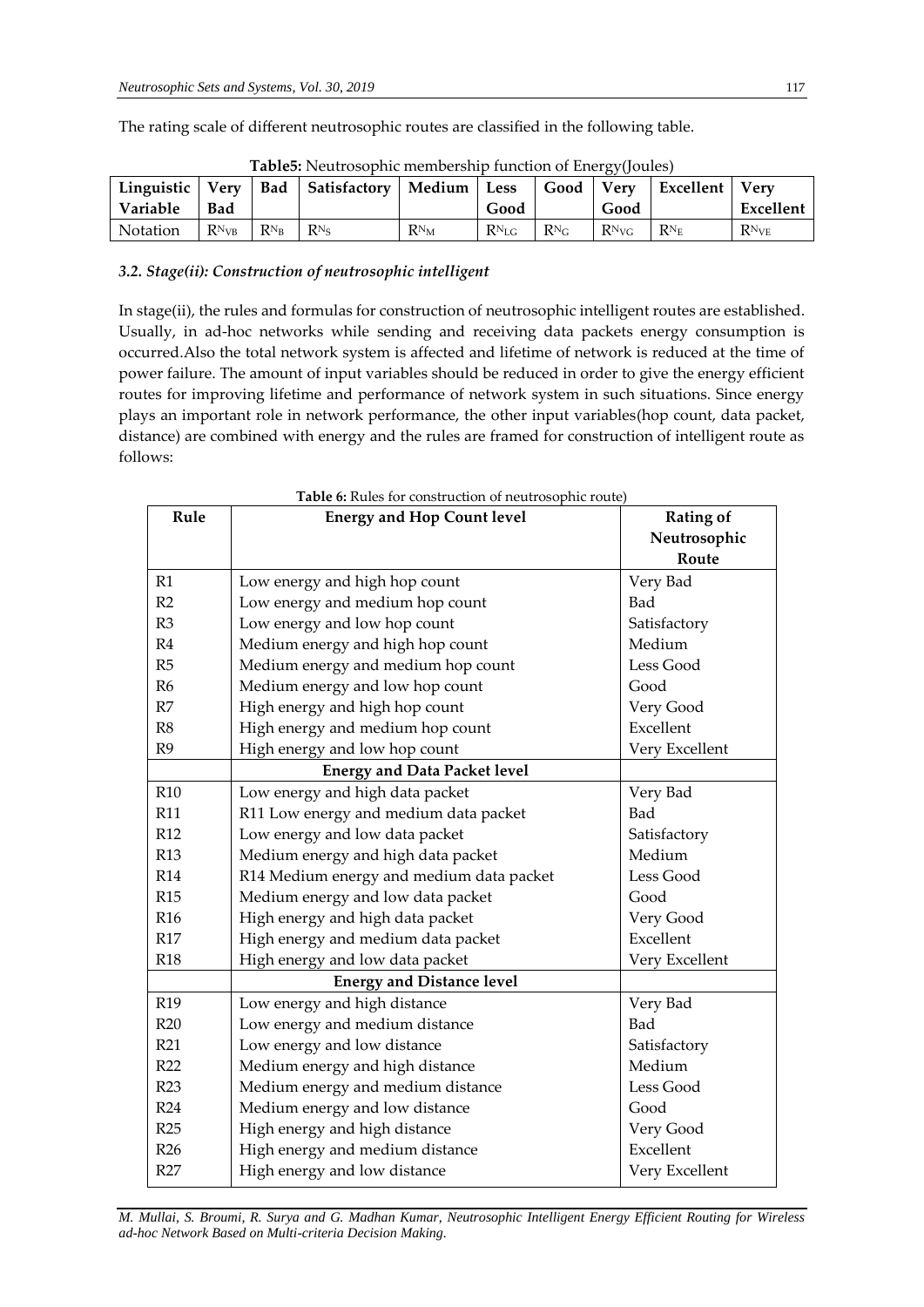The rating scale of different neutrosophic routes are classified in the following table.

**Table5:** Neutrosophic membership function of Energy(Joules)

| Linguistic Variable | Very Bad | Bad | Satisfactory | Medium | Less Good | Good | Very Good | Excellent | Very Excellent |
|---|---|---|---|---|---|---|---|---|---|
| Notation | $R^N_{VB}$ | $R^N_B$ | $R^N_S$ | $R^N_M$ | $R^N_{LG}$ | $R^N_G$ | $R^N_{VG}$ | $R^N_E$ | $R^N_{VE}$ |

### *3.2. Stage(ii): Construction of neutrosophic intelligent*

In stage(ii), the rules and formulas for construction of neutrosophic intelligent routes are established. Usually, in ad-hoc networks while sending and receiving data packets energy consumption is occurred.Also the total network system is affected and lifetime of network is reduced at the time of power failure. The amount of input variables should be reduced in order to give the energy efficient routes for improving lifetime and performance of network system in such situations. Since energy plays an important role in network performance, the other input variables(hop count, data packet, distance) are combined with energy and the rules are framed for construction of intelligent route as follows:

**Table 6:** Rules for construction of neutrosophic route)

| Rule | Energy and Hop Count level | Rating of Neutrosophic Route |
|---|---|---|
| R1 | Low energy and high hop count | Very Bad |
| R2 | Low energy and medium hop count | Bad |
| R3 | Low energy and low hop count | Satisfactory |
| R4 | Medium energy and high hop count | Medium |
| R5 | Medium energy and medium hop count | Less Good |
| R6 | Medium energy and low hop count | Good |
| R7 | High energy and high hop count | Very Good |
| R8 | High energy and medium hop count | Excellent |
| R9 | High energy and low hop count | Very Excellent |
| | **Energy and Data Packet level** | |
| R10 | Low energy and high data packet | Very Bad |
| R11 | R11 Low energy and medium data packet | Bad |
| R12 | Low energy and low data packet | Satisfactory |
| R13 | Medium energy and high data packet | Medium |
| R14 | R14 Medium energy and medium data packet | Less Good |
| R15 | Medium energy and low data packet | Good |
| R16 | High energy and high data packet | Very Good |
| R17 | High energy and medium data packet | Excellent |
| R18 | High energy and low data packet | Very Excellent |
| | **Energy and Distance level** | |
| R19 | Low energy and high distance | Very Bad |
| R20 | Low energy and medium distance | Bad |
| R21 | Low energy and low distance | Satisfactory |
| R22 | Medium energy and high distance | Medium |
| R23 | Medium energy and medium distance | Less Good |
| R24 | Medium energy and low distance | Good |
| R25 | High energy and high distance | Very Good |
| R26 | High energy and medium distance | Excellent |
| R27 | High energy and low distance | Very Excellent |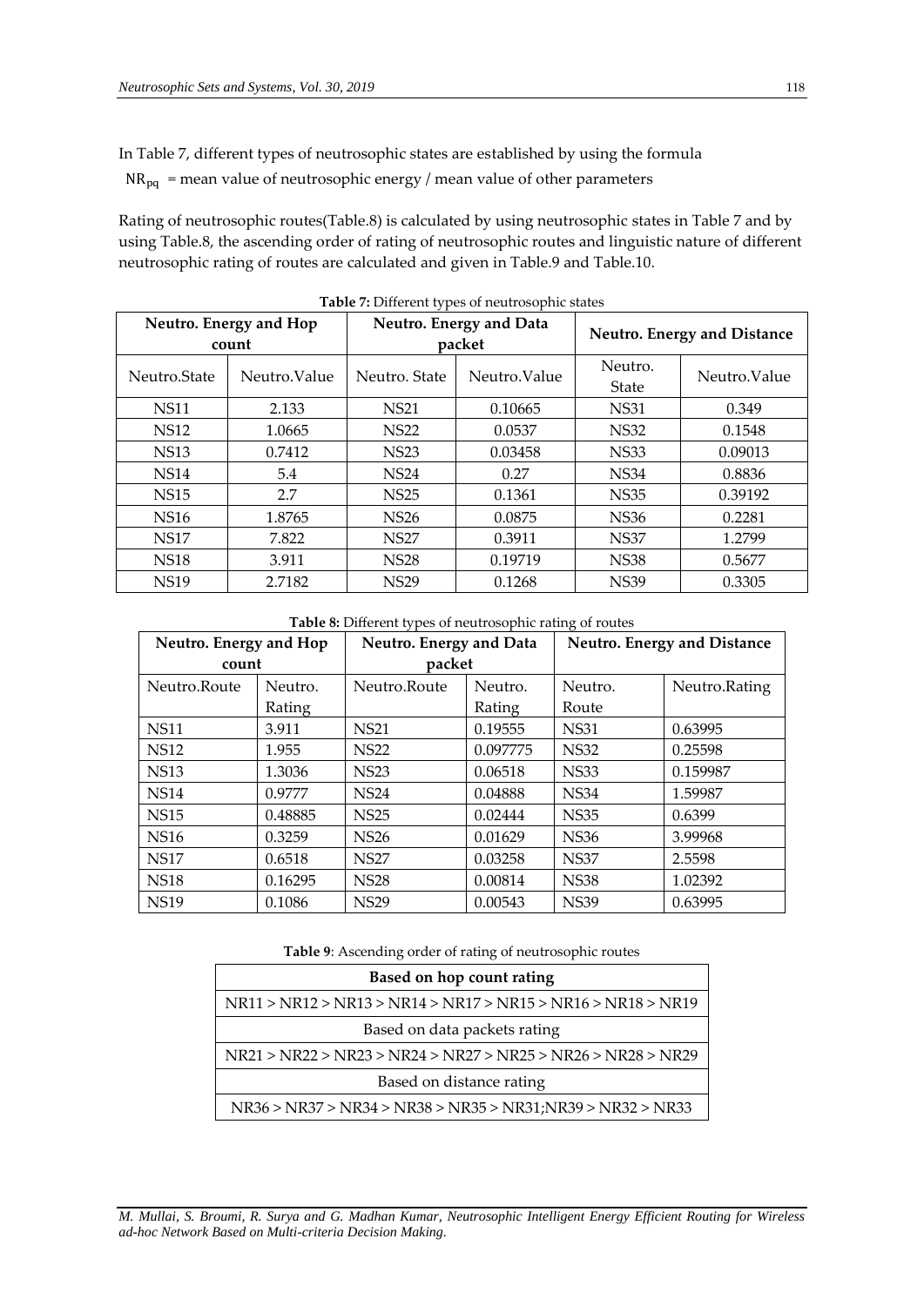In Table 7, different types of neutrosophic states are established by using the formula

$NR_{pq}$ = mean value of neutrosophic energy / mean value of other parameters

Rating of neutrosophic routes(Table.8) is calculated by using neutrosophic states in Table 7 and by using Table.8, the ascending order of rating of neutrosophic routes and linguistic nature of different neutrosophic rating of routes are calculated and given in Table.9 and Table.10.

**Table 7:** Different types of neutrosophic states

| Neutro. Energy and Hop count | | Neutro. Energy and Data packet | | Neutro. Energy and Distance | |
|---|---|---|---|---|---|
| Neutro.State | Neutro.Value | Neutro. State | Neutro.Value | Neutro. State | Neutro.Value |
| NS11 | 2.133 | NS21 | 0.10665 | NS31 | 0.349 |
| NS12 | 1.0665 | NS22 | 0.0537 | NS32 | 0.1548 |
| NS13 | 0.7412 | NS23 | 0.03458 | NS33 | 0.09013 |
| NS14 | 5.4 | NS24 | 0.27 | NS34 | 0.8836 |
| NS15 | 2.7 | NS25 | 0.1361 | NS35 | 0.39192 |
| NS16 | 1.8765 | NS26 | 0.0875 | NS36 | 0.2281 |
| NS17 | 7.822 | NS27 | 0.3911 | NS37 | 1.2799 |
| NS18 | 3.911 | NS28 | 0.19719 | NS38 | 0.5677 |
| NS19 | 2.7182 | NS29 | 0.1268 | NS39 | 0.3305 |

**Table 8:** Different types of neutrosophic rating of routes

| Neutro. Energy and Hop count | | Neutro. Energy and Data packet | | Neutro. Energy and Distance | |
|---|---|---|---|---|---|
| Neutro.Route | Neutro. Rating | Neutro.Route | Neutro. Rating | Neutro. Route | Neutro.Rating |
| NS11 | 3.911 | NS21 | 0.19555 | NS31 | 0.63995 |
| NS12 | 1.955 | NS22 | 0.097775 | NS32 | 0.25598 |
| NS13 | 1.3036 | NS23 | 0.06518 | NS33 | 0.159987 |
| NS14 | 0.9777 | NS24 | 0.04888 | NS34 | 1.59987 |
| NS15 | 0.48885 | NS25 | 0.02444 | NS35 | 0.6399 |
| NS16 | 0.3259 | NS26 | 0.01629 | NS36 | 3.99968 |
| NS17 | 0.6518 | NS27 | 0.03258 | NS37 | 2.5598 |
| NS18 | 0.16295 | NS28 | 0.00814 | NS38 | 1.02392 |
| NS19 | 0.1086 | NS29 | 0.00543 | NS39 | 0.63995 |

**Table 9**: Ascending order of rating of neutrosophic routes

| **Based on hop count rating** |
|---|
| NR11 > NR12 > NR13 > NR14 > NR17 > NR15 > NR16 > NR18 > NR19 |
| Based on data packets rating |
| NR21 > NR22 > NR23 > NR24 > NR27 > NR25 > NR26 > NR28 > NR29 |
| Based on distance rating |
| NR36 > NR37 > NR34 > NR38 > NR35 > NR31;NR39 > NR32 > NR33 |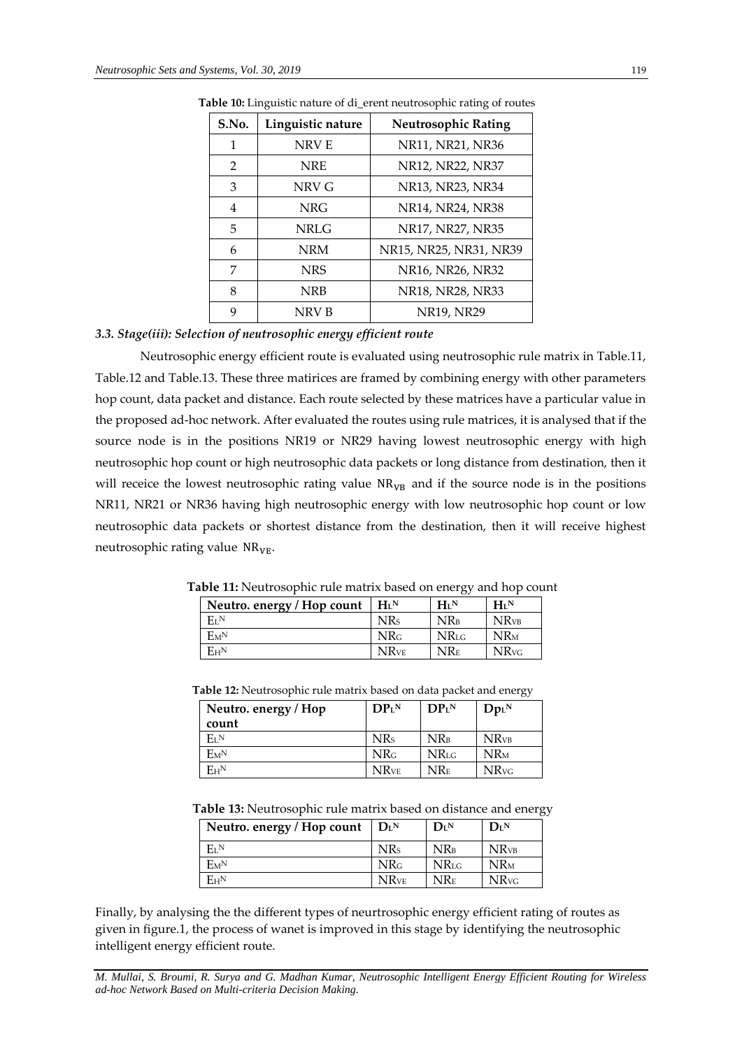**Table 10:** Linguistic nature of di_erent neutrosophic rating of routes

| S.No. | Linguistic nature | Neutrosophic Rating |
| --- | --- | --- |
| 1 | NRV E | NR11, NR21, NR36 |
| 2 | NRE | NR12, NR22, NR37 |
| 3 | NRV G | NR13, NR23, NR34 |
| 4 | NRG | NR14, NR24, NR38 |
| 5 | NRLG | NR17, NR27, NR35 |
| 6 | NRM | NR15, NR25, NR31, NR39 |
| 7 | NRS | NR16, NR26, NR32 |
| 8 | NRB | NR18, NR28, NR33 |
| 9 | NRV B | NR19, NR29 |

### *3.3. Stage(iii): Selection of neutrosophic energy efficient route*

Neutrosophic energy efficient route is evaluated using neutrosophic rule matrix in Table.11, Table.12 and Table.13. These three matirices are framed by combining energy with other parameters hop count, data packet and distance. Each route selected by these matrices have a particular value in the proposed ad-hoc network. After evaluated the routes using rule matrices, it is analysed that if the source node is in the positions NR19 or NR29 having lowest neutrosophic energy with high neutrosophic hop count or high neutrosophic data packets or long distance from destination, then it will receice the lowest neutrosophic rating value $\mathrm{NR_{VB}}$ and if the source node is in the positions NR11, NR21 or NR36 having high neutrosophic energy with low neutrosophic hop count or low neutrosophic data packets or shortest distance from the destination, then it will receive highest neutrosophic rating value $\mathrm{NR_{VE}}$.

**Table 11:** Neutrosophic rule matrix based on energy and hop count

| Neutro. energy / Hop count | $H_L^N$ | $H_L^N$ | $H_L^N$ |
| --- | --- | --- | --- |
| $E_L^N$ | $NR_S$ | $NR_B$ | $NR_{VB}$ |
| $E_M^N$ | $NR_G$ | $NR_{LG}$ | $NR_M$ |
| $E_H^N$ | $NR_{VE}$ | $NR_E$ | $NR_{VG}$ |

**Table 12:** Neutrosophic rule matrix based on data packet and energy

| Neutro. energy / Hop count | $DP_L^N$ | $DP_L^N$ | $Dp_L^N$ |
| --- | --- | --- | --- |
| $E_L^N$ | $NR_S$ | $NR_B$ | $NR_{VB}$ |
| $E_M^N$ | $NR_G$ | $NR_{LG}$ | $NR_M$ |
| $E_H^N$ | $NR_{VE}$ | $NR_E$ | $NR_{VG}$ |

**Table 13:** Neutrosophic rule matrix based on distance and energy

| Neutro. energy / Hop count | $D_L^N$ | $D_L^N$ | $D_L^N$ |
| --- | --- | --- | --- |
| $E_L^N$ | $NR_S$ | $NR_B$ | $NR_{VB}$ |
| $E_M^N$ | $NR_G$ | $NR_{LG}$ | $NR_M$ |
| $E_H^N$ | $NR_{VE}$ | $NR_E$ | $NR_{VG}$ |

Finally, by analysing the the different types of neurtrosophic energy efficient rating of routes as given in figure.1, the process of wanet is improved in this stage by identifying the neutrosophic intelligent energy efficient route.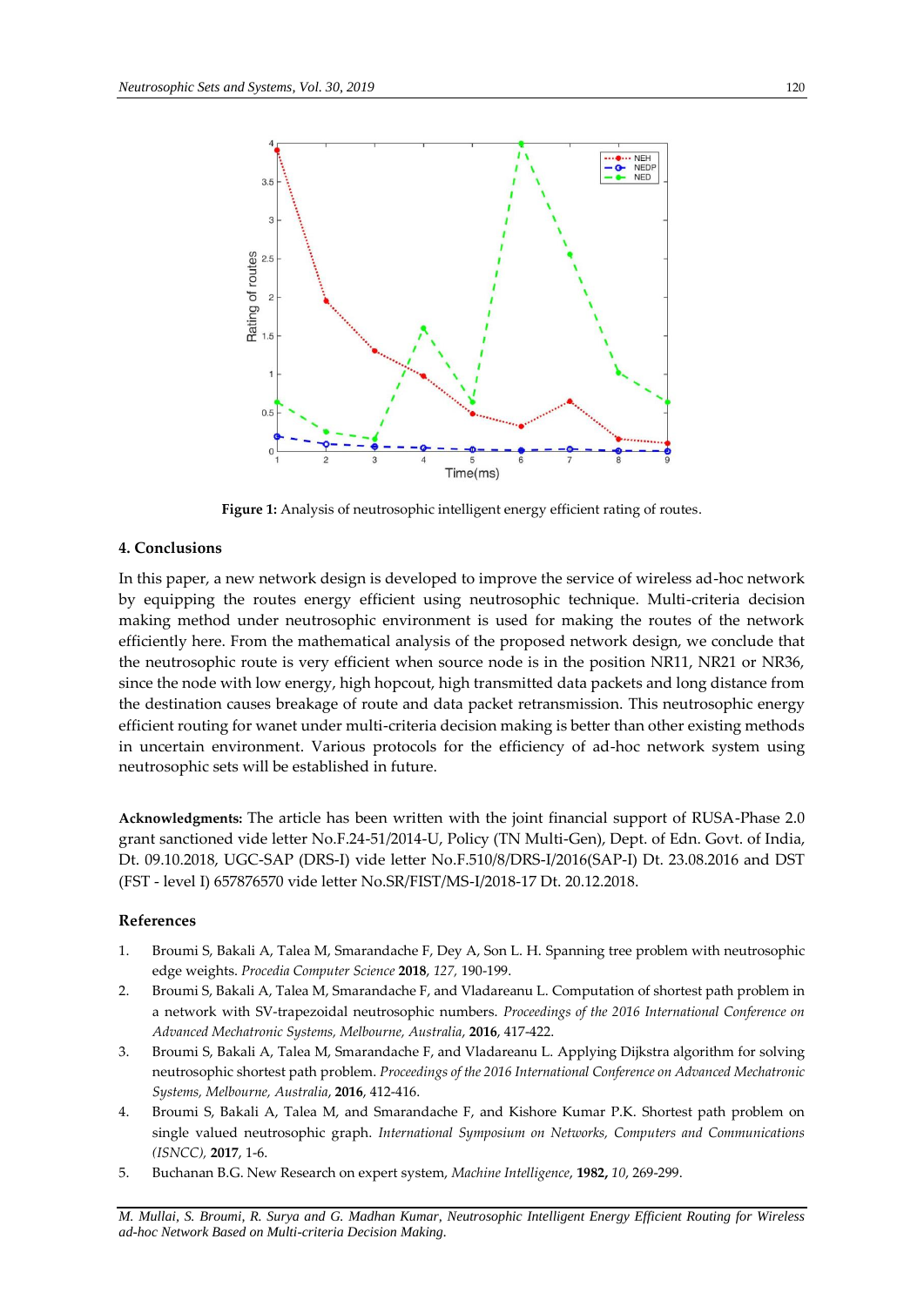**Figure 1:** Analysis of neutrosophic intelligent energy efficient rating of routes.

## 4. Conclusions

In this paper, a new network design is developed to improve the service of wireless ad-hoc network by equipping the routes energy efficient using neutrosophic technique. Multi-criteria decision making method under neutrosophic environment is used for making the routes of the network efficiently here. From the mathematical analysis of the proposed network design, we conclude that the neutrosophic route is very efficient when source node is in the position NR11, NR21 or NR36, since the node with low energy, high hopcout, high transmitted data packets and long distance from the destination causes breakage of route and data packet retransmission. This neutrosophic energy efficient routing for wanet under multi-criteria decision making is better than other existing methods in uncertain environment. Various protocols for the efficiency of ad-hoc network system using neutrosophic sets will be established in future.

**Acknowledgments:** The article has been written with the joint financial support of RUSA-Phase 2.0 grant sanctioned vide letter No.F.24-51/2014-U, Policy (TN Multi-Gen), Dept. of Edn. Govt. of India, Dt. 09.10.2018, UGC-SAP (DRS-I) vide letter No.F.510/8/DRS-I/2016(SAP-I) Dt. 23.08.2016 and DST (FST - level I) 657876570 vide letter No.SR/FIST/MS-I/2018-17 Dt. 20.12.2018.

## References

1. Broumi S, Bakali A, Talea M, Smarandache F, Dey A, Son L. H. Spanning tree problem with neutrosophic edge weights. *Procedia Computer Science* **2018**, *127*, 190-199.
2. Broumi S, Bakali A, Talea M, Smarandache F, and Vladareanu L. Computation of shortest path problem in a network with SV-trapezoidal neutrosophic numbers. *Proceedings of the 2016 International Conference on Advanced Mechatronic Systems, Melbourne, Australia*, **2016**, 417-422.
3. Broumi S, Bakali A, Talea M, Smarandache F, and Vladareanu L. Applying Dijkstra algorithm for solving neutrosophic shortest path problem. *Proceedings of the 2016 International Conference on Advanced Mechatronic Systems, Melbourne, Australia*, **2016**, 412-416.
4. Broumi S, Bakali A, Talea M, and Smarandache F, and Kishore Kumar P.K. Shortest path problem on single valued neutrosophic graph. *International Symposium on Networks, Computers and Communications (ISNCC),* **2017**, 1-6.
5. Buchanan B.G. New Research on expert system, *Machine Intelligence*, **1982,** *10*, 269-299.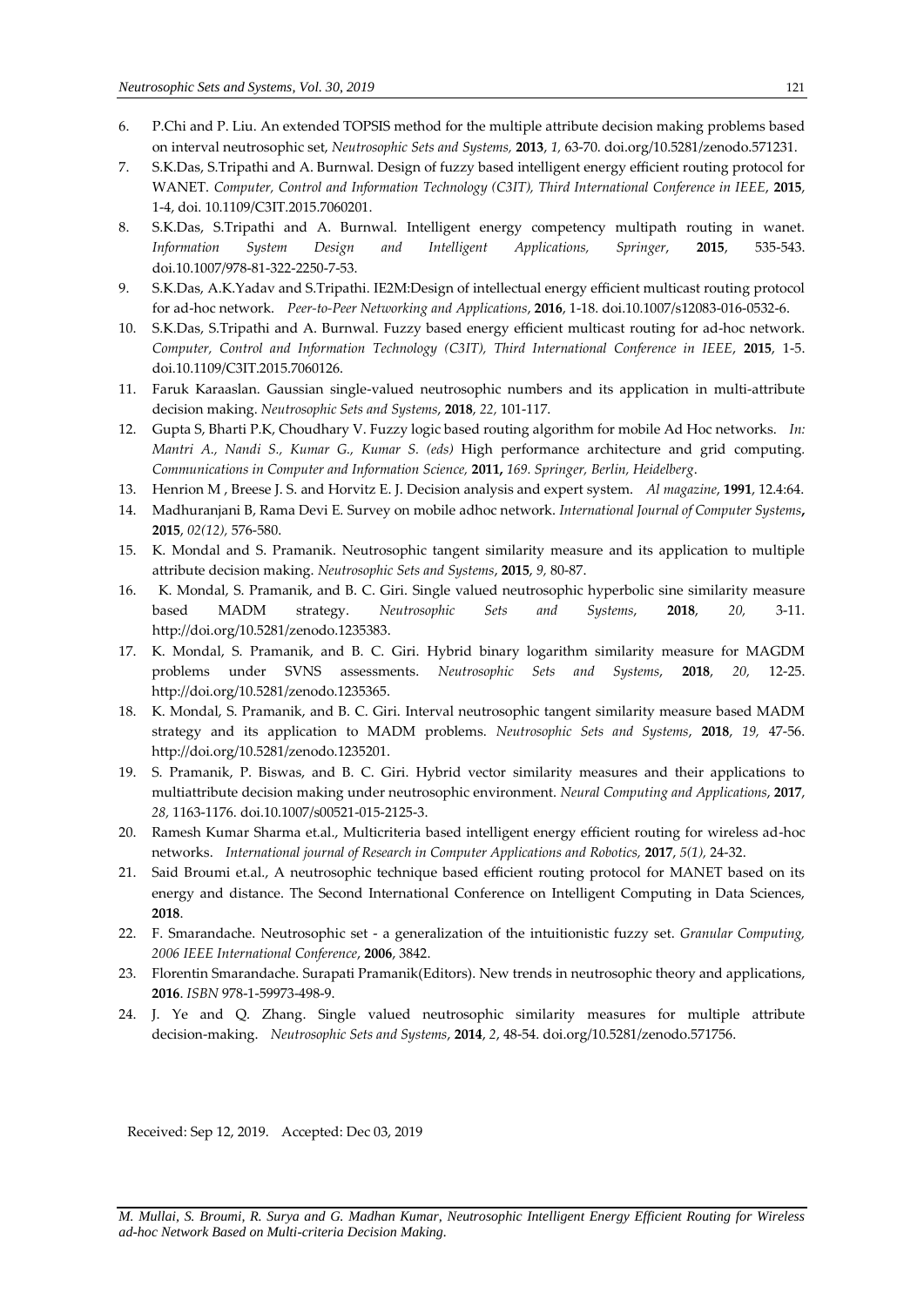6. P.Chi and P. Liu. An extended TOPSIS method for the multiple attribute decision making problems based on interval neutrosophic set, *Neutrosophic Sets and Systems,* **2013**, *1,* 63-70. doi.org/10.5281/zenodo.571231.
7. S.K.Das, S.Tripathi and A. Burnwal. Design of fuzzy based intelligent energy efficient routing protocol for WANET. *Computer, Control and Information Technology (C3IT), Third International Conference in IEEE*, **2015**, 1-4, doi. 10.1109/C3IT.2015.7060201.
8. S.K.Das, S.Tripathi and A. Burnwal. Intelligent energy competency multipath routing in wanet. *Information System Design and Intelligent Applications, Springer*, **2015**, 535-543. doi.10.1007/978-81-322-2250-7-53.
9. S.K.Das, A.K.Yadav and S.Tripathi. IE2M:Design of intellectual energy efficient multicast routing protocol for ad-hoc network. *Peer-to-Peer Networking and Applications*, **2016**, 1-18. doi.10.1007/s12083-016-0532-6.
10. S.K.Das, S.Tripathi and A. Burnwal. Fuzzy based energy efficient multicast routing for ad-hoc network. *Computer, Control and Information Technology (C3IT), Third International Conference in IEEE*, **2015**, 1-5. doi.10.1109/C3IT.2015.7060126.
11. Faruk Karaaslan. Gaussian single-valued neutrosophic numbers and its application in multi-attribute decision making. *Neutrosophic Sets and Systems,* **2018**, *22,* 101-117.
12. Gupta S, Bharti P.K, Choudhary V. Fuzzy logic based routing algorithm for mobile Ad Hoc networks. *In: Mantri A., Nandi S., Kumar G., Kumar S. (eds)* High performance architecture and grid computing. *Communications in Computer and Information Science,* **2011,** *169. Springer, Berlin, Heidelberg*.
13. Henrion M , Breese J. S. and Horvitz E. J. Decision analysis and expert system. *Al magazine*, **1991**, 12.4:64.
14. Madhuranjani B, Rama Devi E. Survey on mobile adhoc network. *International Journal of Computer Systems***,** **2015**, *02(12),* 576-580.
15. K. Mondal and S. Pramanik. Neutrosophic tangent similarity measure and its application to multiple attribute decision making. *Neutrosophic Sets and Systems*, **2015**, *9,* 80-87.
16. K. Mondal, S. Pramanik, and B. C. Giri. Single valued neutrosophic hyperbolic sine similarity measure based MADM strategy. *Neutrosophic Sets and Systems*, **2018**, *20,* 3-11. http://doi.org/10.5281/zenodo.1235383.
17. K. Mondal, S. Pramanik, and B. C. Giri. Hybrid binary logarithm similarity measure for MAGDM problems under SVNS assessments. *Neutrosophic Sets and Systems*, **2018**, *20,* 12-25. http://doi.org/10.5281/zenodo.1235365.
18. K. Mondal, S. Pramanik, and B. C. Giri. Interval neutrosophic tangent similarity measure based MADM strategy and its application to MADM problems. *Neutrosophic Sets and Systems*, **2018**, *19,* 47-56. http://doi.org/10.5281/zenodo.1235201.
19. S. Pramanik, P. Biswas, and B. C. Giri. Hybrid vector similarity measures and their applications to multiattribute decision making under neutrosophic environment. *Neural Computing and Applications*, **2017**, *28,* 1163-1176. doi.10.1007/s00521-015-2125-3.
20. Ramesh Kumar Sharma et.al., Multicriteria based intelligent energy efficient routing for wireless ad-hoc networks. *International journal of Research in Computer Applications and Robotics,* **2017**, *5(1),* 24-32.
21. Said Broumi et.al., A neutrosophic technique based efficient routing protocol for MANET based on its energy and distance. The Second International Conference on Intelligent Computing in Data Sciences, **2018**.
22. F. Smarandache. Neutrosophic set - a generalization of the intuitionistic fuzzy set. *Granular Computing, 2006 IEEE International Conference*, **2006**, 3842.
23. Florentin Smarandache. Surapati Pramanik(Editors). New trends in neutrosophic theory and applications, **2016**. *ISBN* 978-1-59973-498-9.
24. J. Ye and Q. Zhang. Single valued neutrosophic similarity measures for multiple attribute decision-making. *Neutrosophic Sets and Systems*, **2014**, *2*, 48-54. doi.org/10.5281/zenodo.571756.

Received: Sep 12, 2019. Accepted: Dec 03, 2019